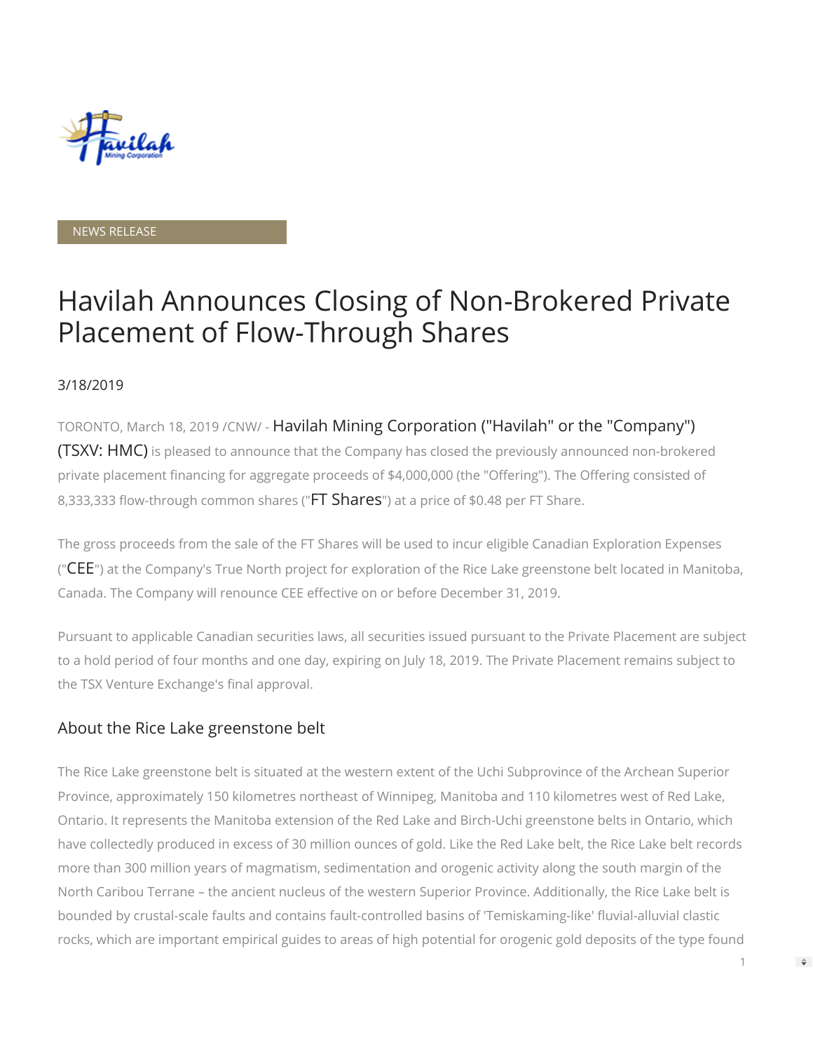NEWS RELEASE

# Havilah Announces Closing of Non-Brokered Private Placement of Flow-Through Shares

3/18/2019

TORONTO, March 18, 2019 /CNW/ - Havilah Mining Corporation ("Havilah" or the "Company") (TSXV: HMC) is pleased to announce that the Company has closed the previously announced non-brokered private placement financing for aggregate proceeds of $4,000,000 (the "Offering"). The Offering consisted of 8,333,333 flow-through common shares ("FT Shares") at a price of $0.48 per FT Share.

The gross proceeds from the sale of the FT Shares will be used to incur eligible Canadian Exploration Expenses ("CEE") at the Company's True North project for exploration of the Rice Lake greenstone belt located in Manitoba, Canada. The Company will renounce CEE effective on or before December 31, 2019.

Pursuant to applicable Canadian securities laws, all securities issued pursuant to the Private Placement are subject to a hold period of four months and one day, expiring on July 18, 2019. The Private Placement remains subject to the TSX Venture Exchange's final approval.

## About the Rice Lake greenstone belt

The Rice Lake greenstone belt is situated at the western extent of the Uchi Subprovince of the Archean Superior Province, approximately 150 kilometres northeast of Winnipeg, Manitoba and 110 kilometres west of Red Lake, Ontario. It represents the Manitoba extension of the Red Lake and Birch-Uchi greenstone belts in Ontario, which have collectedly produced in excess of 30 million ounces of gold. Like the Red Lake belt, the Rice Lake belt records more than 300 million years of magmatism, sedimentation and orogenic activity along the south margin of the North Caribou Terrane – the ancient nucleus of the western Superior Province. Additionally, the Rice Lake belt is bounded by crustal-scale faults and contains fault-controlled basins of 'Temiskaming-like' fluvial-alluvial clastic rocks, which are important empirical guides to areas of high potential for orogenic gold deposits of the type found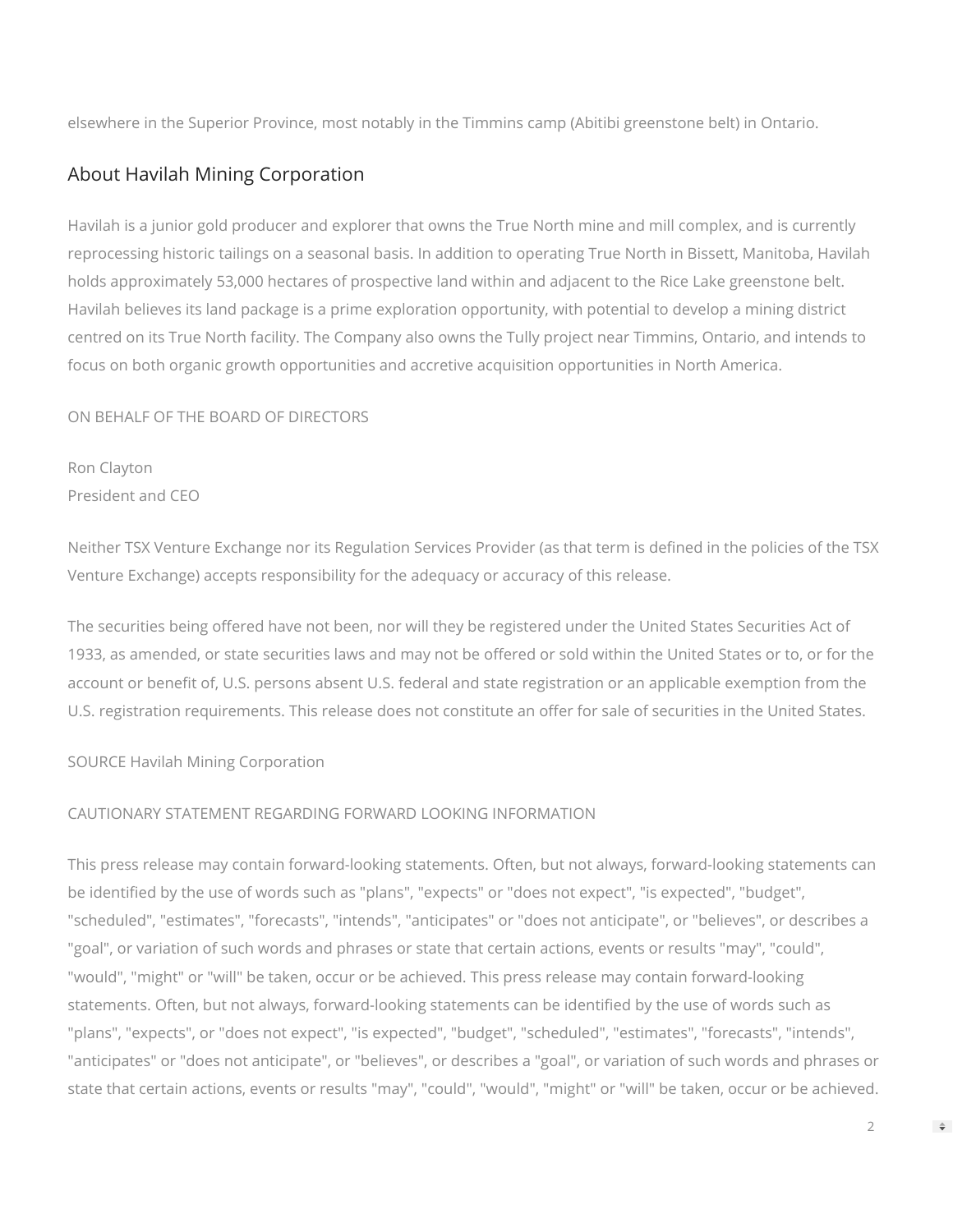elsewhere in the Superior Province, most notably in the Timmins camp (Abitibi greenstone belt) in Ontario.

## About Havilah Mining Corporation

Havilah is a junior gold producer and explorer that owns the True North mine and mill complex, and is currently reprocessing historic tailings on a seasonal basis. In addition to operating True North in Bissett, Manitoba, Havilah holds approximately 53,000 hectares of prospective land within and adjacent to the Rice Lake greenstone belt. Havilah believes its land package is a prime exploration opportunity, with potential to develop a mining district centred on its True North facility. The Company also owns the Tully project near Timmins, Ontario, and intends to focus on both organic growth opportunities and accretive acquisition opportunities in North America.

ON BEHALF OF THE BOARD OF DIRECTORS

Ron Clayton
President and CEO

Neither TSX Venture Exchange nor its Regulation Services Provider (as that term is defined in the policies of the TSX Venture Exchange) accepts responsibility for the adequacy or accuracy of this release.

The securities being offered have not been, nor will they be registered under the United States Securities Act of 1933, as amended, or state securities laws and may not be offered or sold within the United States or to, or for the account or benefit of, U.S. persons absent U.S. federal and state registration or an applicable exemption from the U.S. registration requirements. This release does not constitute an offer for sale of securities in the United States.

SOURCE Havilah Mining Corporation

CAUTIONARY STATEMENT REGARDING FORWARD LOOKING INFORMATION

This press release may contain forward-looking statements. Often, but not always, forward-looking statements can be identified by the use of words such as "plans", "expects" or "does not expect", "is expected", "budget", "scheduled", "estimates", "forecasts", "intends", "anticipates" or "does not anticipate", or "believes", or describes a "goal", or variation of such words and phrases or state that certain actions, events or results "may", "could", "would", "might" or "will" be taken, occur or be achieved. This press release may contain forward-looking statements. Often, but not always, forward-looking statements can be identified by the use of words such as "plans", "expects", or "does not expect", "is expected", "budget", "scheduled", "estimates", "forecasts", "intends", "anticipates" or "does not anticipate", or "believes", or describes a "goal", or variation of such words and phrases or state that certain actions, events or results "may", "could", "would", "might" or "will" be taken, occur or be achieved.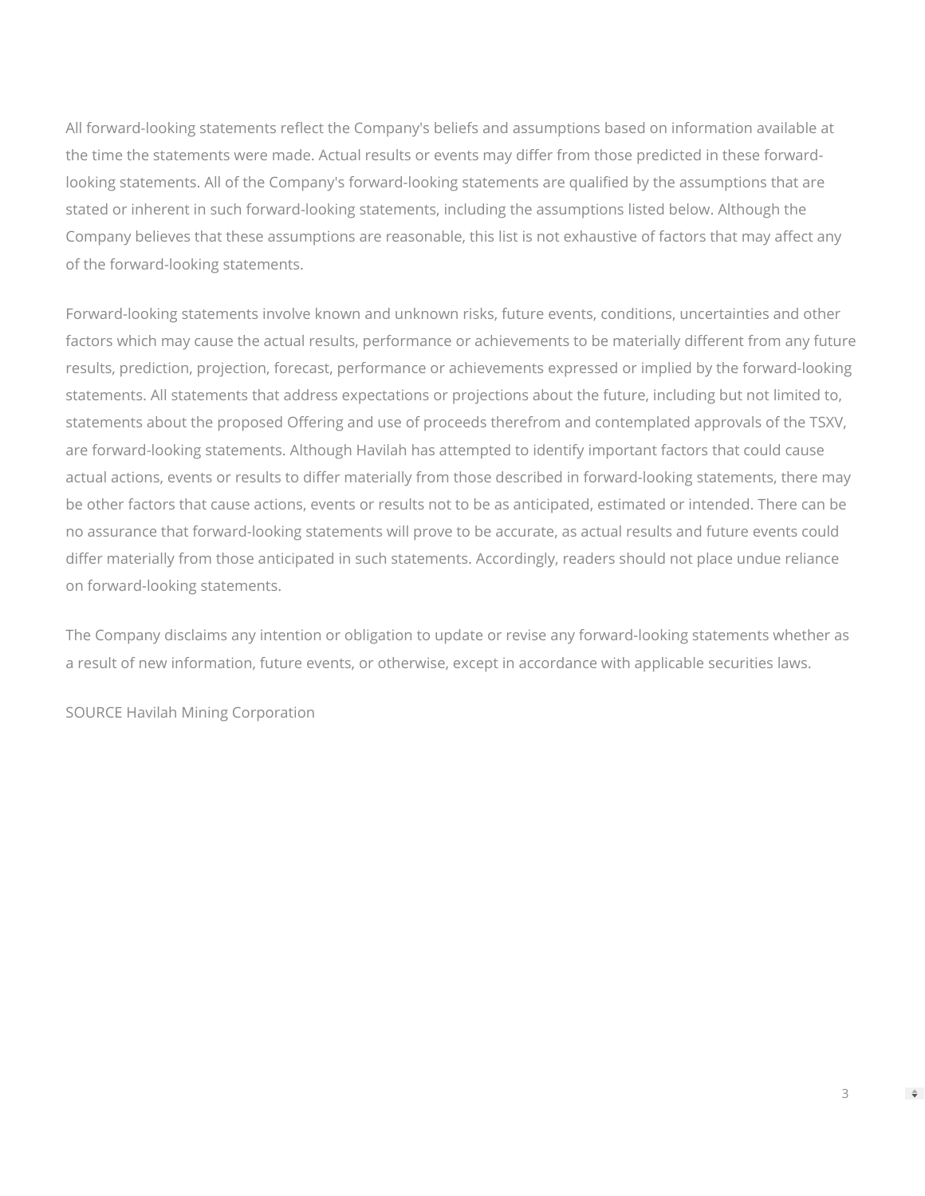All forward-looking statements reflect the Company's beliefs and assumptions based on information available at the time the statements were made. Actual results or events may differ from those predicted in these forward-looking statements. All of the Company's forward-looking statements are qualified by the assumptions that are stated or inherent in such forward-looking statements, including the assumptions listed below. Although the Company believes that these assumptions are reasonable, this list is not exhaustive of factors that may affect any of the forward-looking statements.

Forward-looking statements involve known and unknown risks, future events, conditions, uncertainties and other factors which may cause the actual results, performance or achievements to be materially different from any future results, prediction, projection, forecast, performance or achievements expressed or implied by the forward-looking statements. All statements that address expectations or projections about the future, including but not limited to, statements about the proposed Offering and use of proceeds therefrom and contemplated approvals of the TSXV, are forward-looking statements. Although Havilah has attempted to identify important factors that could cause actual actions, events or results to differ materially from those described in forward-looking statements, there may be other factors that cause actions, events or results not to be as anticipated, estimated or intended. There can be no assurance that forward-looking statements will prove to be accurate, as actual results and future events could differ materially from those anticipated in such statements. Accordingly, readers should not place undue reliance on forward-looking statements.

The Company disclaims any intention or obligation to update or revise any forward-looking statements whether as a result of new information, future events, or otherwise, except in accordance with applicable securities laws.

SOURCE Havilah Mining Corporation